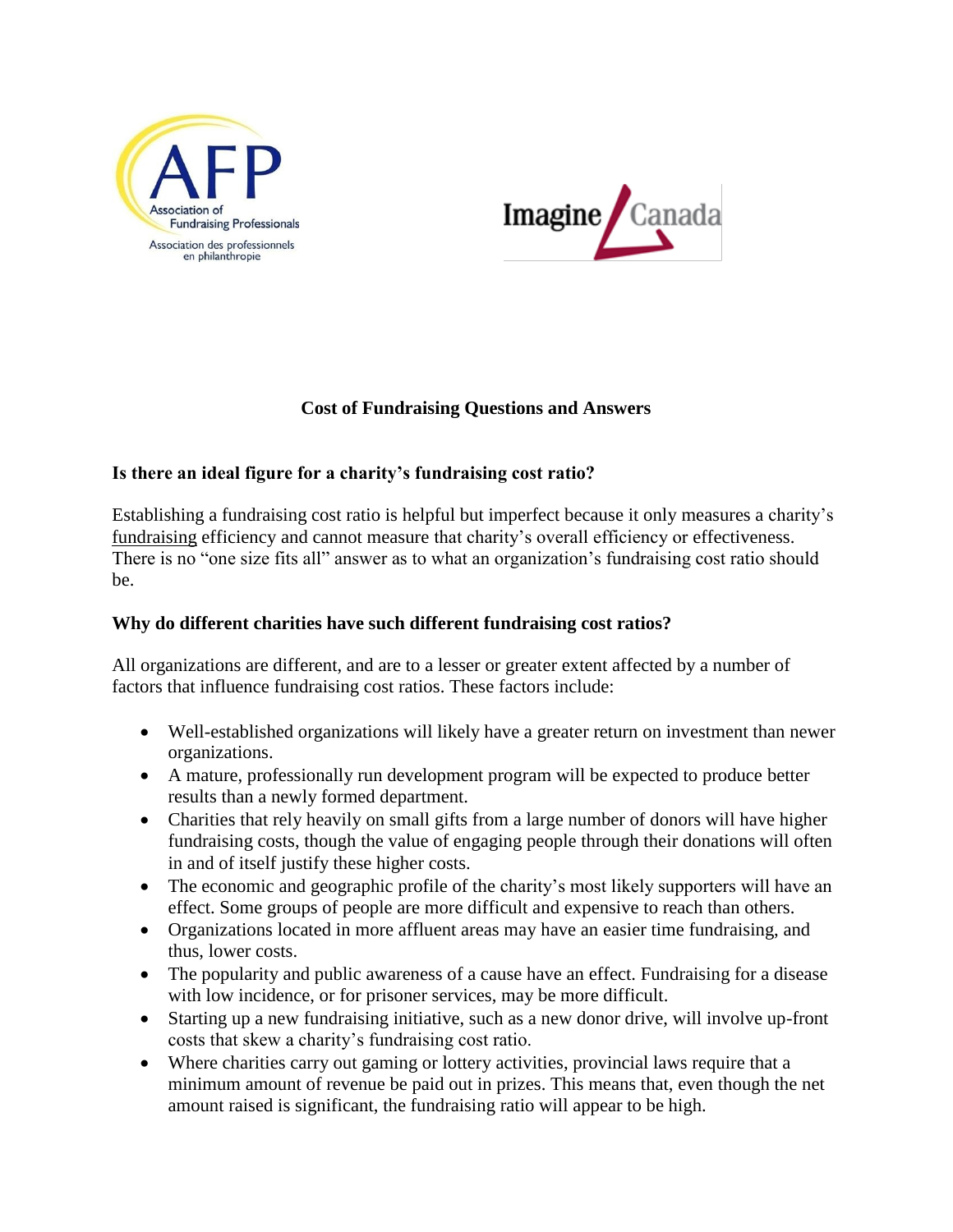# Cost of Fundraising Questions and Answers

## Is there an ideal figure for a charity's fundraising cost ratio?

Establishing a fundraising cost ratio is helpful but imperfect because it only measures a charity's fundraising efficiency and cannot measure that charity's overall efficiency or effectiveness. There is no "one size fits all" answer as to what an organization's fundraising cost ratio should be.

## Why do different charities have such different fundraising cost ratios?

All organizations are different, and are to a lesser or greater extent affected by a number of factors that influence fundraising cost ratios. These factors include:

- Well-established organizations will likely have a greater return on investment than newer organizations.
- A mature, professionally run development program will be expected to produce better results than a newly formed department.
- Charities that rely heavily on small gifts from a large number of donors will have higher fundraising costs, though the value of engaging people through their donations will often in and of itself justify these higher costs.
- The economic and geographic profile of the charity's most likely supporters will have an effect. Some groups of people are more difficult and expensive to reach than others.
- Organizations located in more affluent areas may have an easier time fundraising, and thus, lower costs.
- The popularity and public awareness of a cause have an effect. Fundraising for a disease with low incidence, or for prisoner services, may be more difficult.
- Starting up a new fundraising initiative, such as a new donor drive, will involve up-front costs that skew a charity's fundraising cost ratio.
- Where charities carry out gaming or lottery activities, provincial laws require that a minimum amount of revenue be paid out in prizes. This means that, even though the net amount raised is significant, the fundraising ratio will appear to be high.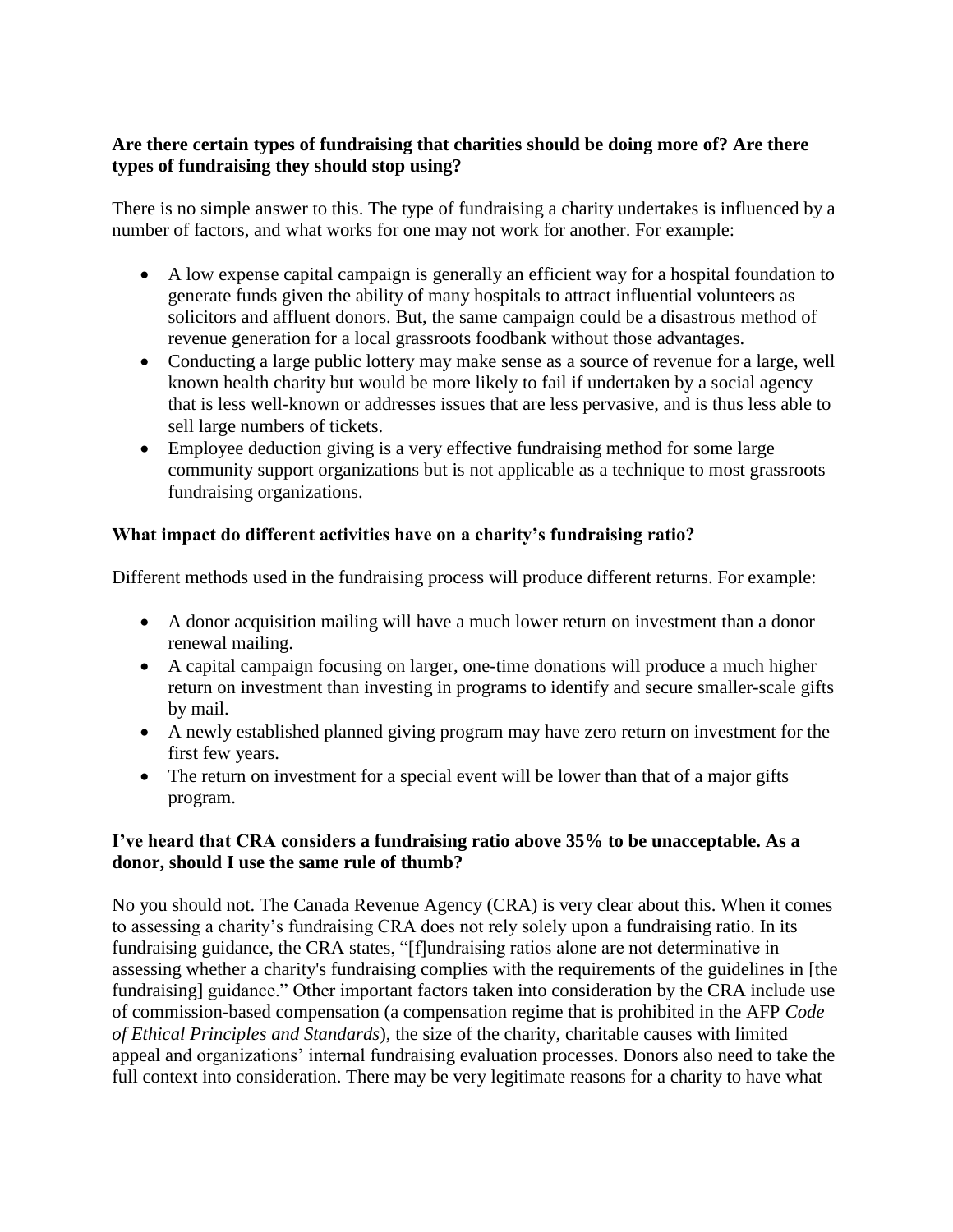**Are there certain types of fundraising that charities should be doing more of? Are there types of fundraising they should stop using?**

There is no simple answer to this. The type of fundraising a charity undertakes is influenced by a number of factors, and what works for one may not work for another. For example:

- A low expense capital campaign is generally an efficient way for a hospital foundation to generate funds given the ability of many hospitals to attract influential volunteers as solicitors and affluent donors. But, the same campaign could be a disastrous method of revenue generation for a local grassroots foodbank without those advantages.
- Conducting a large public lottery may make sense as a source of revenue for a large, well known health charity but would be more likely to fail if undertaken by a social agency that is less well-known or addresses issues that are less pervasive, and is thus less able to sell large numbers of tickets.
- Employee deduction giving is a very effective fundraising method for some large community support organizations but is not applicable as a technique to most grassroots fundraising organizations.

**What impact do different activities have on a charity's fundraising ratio?**

Different methods used in the fundraising process will produce different returns. For example:

- A donor acquisition mailing will have a much lower return on investment than a donor renewal mailing.
- A capital campaign focusing on larger, one-time donations will produce a much higher return on investment than investing in programs to identify and secure smaller-scale gifts by mail.
- A newly established planned giving program may have zero return on investment for the first few years.
- The return on investment for a special event will be lower than that of a major gifts program.

**I've heard that CRA considers a fundraising ratio above 35% to be unacceptable. As a donor, should I use the same rule of thumb?**

No you should not. The Canada Revenue Agency (CRA) is very clear about this. When it comes to assessing a charity's fundraising CRA does not rely solely upon a fundraising ratio. In its fundraising guidance, the CRA states, "[f]undraising ratios alone are not determinative in assessing whether a charity's fundraising complies with the requirements of the guidelines in [the fundraising] guidance." Other important factors taken into consideration by the CRA include use of commission-based compensation (a compensation regime that is prohibited in the AFP *Code of Ethical Principles and Standards*), the size of the charity, charitable causes with limited appeal and organizations' internal fundraising evaluation processes. Donors also need to take the full context into consideration. There may be very legitimate reasons for a charity to have what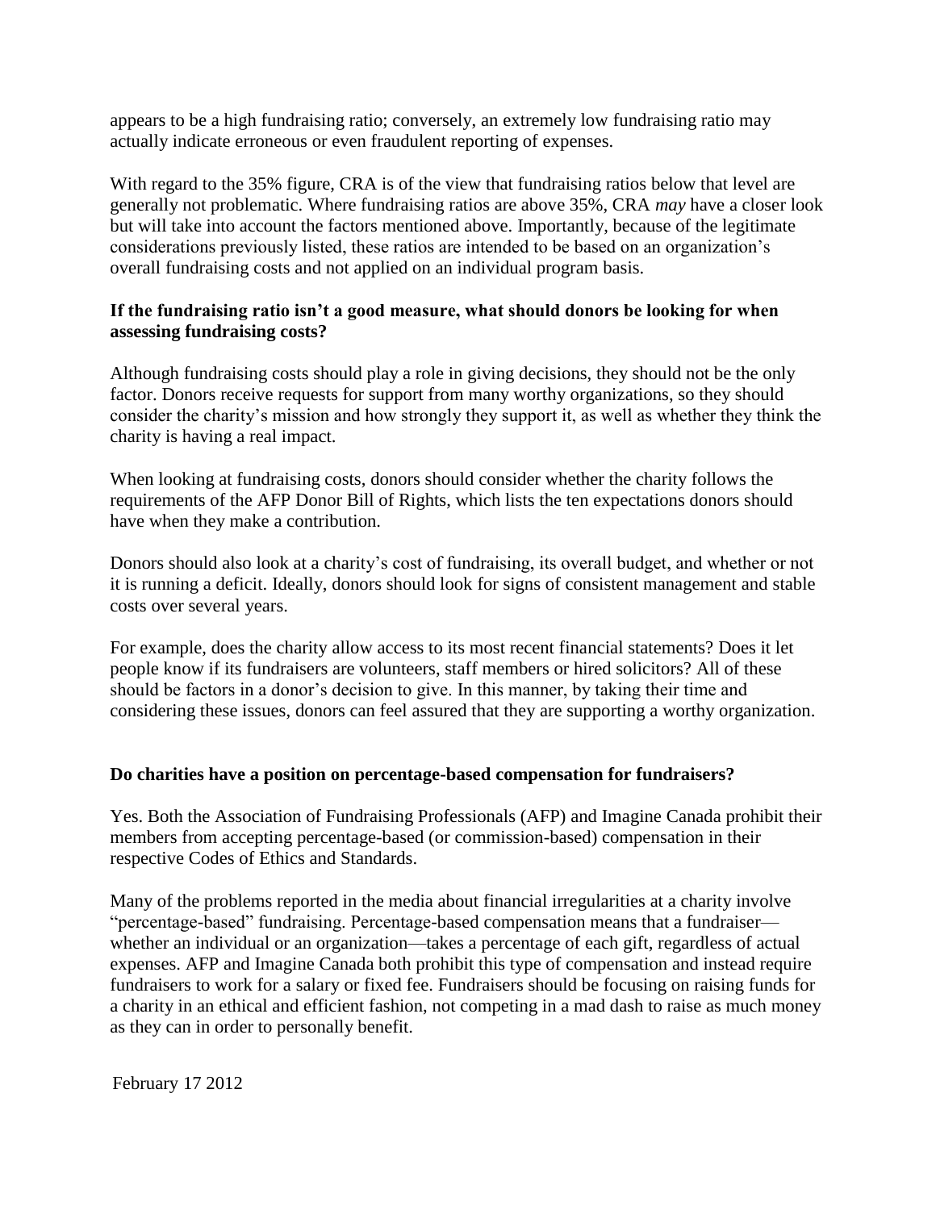appears to be a high fundraising ratio; conversely, an extremely low fundraising ratio may actually indicate erroneous or even fraudulent reporting of expenses.

With regard to the 35% figure, CRA is of the view that fundraising ratios below that level are generally not problematic. Where fundraising ratios are above 35%, CRA *may* have a closer look but will take into account the factors mentioned above. Importantly, because of the legitimate considerations previously listed, these ratios are intended to be based on an organization's overall fundraising costs and not applied on an individual program basis.

**If the fundraising ratio isn't a good measure, what should donors be looking for when assessing fundraising costs?**

Although fundraising costs should play a role in giving decisions, they should not be the only factor. Donors receive requests for support from many worthy organizations, so they should consider the charity's mission and how strongly they support it, as well as whether they think the charity is having a real impact.

When looking at fundraising costs, donors should consider whether the charity follows the requirements of the AFP Donor Bill of Rights, which lists the ten expectations donors should have when they make a contribution.

Donors should also look at a charity's cost of fundraising, its overall budget, and whether or not it is running a deficit. Ideally, donors should look for signs of consistent management and stable costs over several years.

For example, does the charity allow access to its most recent financial statements? Does it let people know if its fundraisers are volunteers, staff members or hired solicitors? All of these should be factors in a donor's decision to give. In this manner, by taking their time and considering these issues, donors can feel assured that they are supporting a worthy organization.

**Do charities have a position on percentage-based compensation for fundraisers?**

Yes. Both the Association of Fundraising Professionals (AFP) and Imagine Canada prohibit their members from accepting percentage-based (or commission-based) compensation in their respective Codes of Ethics and Standards.

Many of the problems reported in the media about financial irregularities at a charity involve "percentage-based" fundraising. Percentage-based compensation means that a fundraiser—whether an individual or an organization—takes a percentage of each gift, regardless of actual expenses. AFP and Imagine Canada both prohibit this type of compensation and instead require fundraisers to work for a salary or fixed fee. Fundraisers should be focusing on raising funds for a charity in an ethical and efficient fashion, not competing in a mad dash to raise as much money as they can in order to personally benefit.

February 17 2012